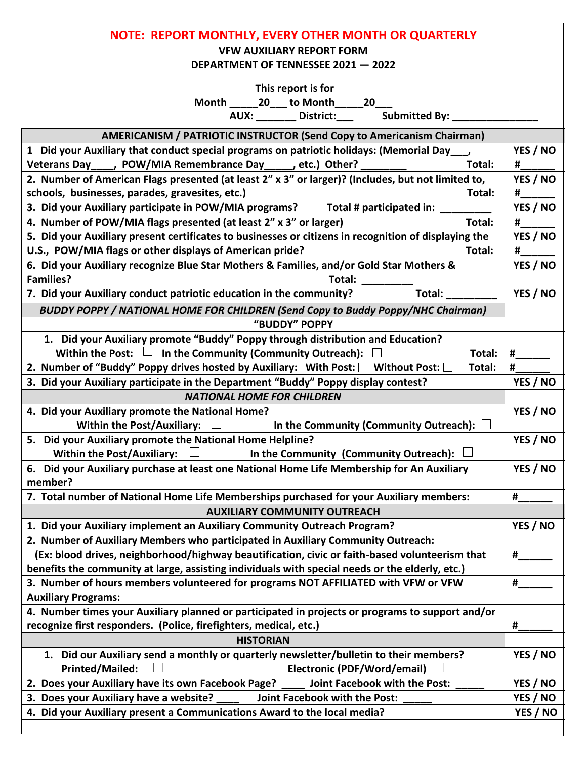**NOTE: REPORT MONTHLY, EVERY OTHER MONTH OR QUARTERLY**

**VFW AUXILIARY REPORT FORM**

**DEPARTMENT OF TENNESSEE 2021 — 2022**

**This report is for**

**Month _____20___ to Month_____20___**

**AUX: _______ District:___ Submitted By: _______________**

| AMERICANISM / PATRIOTIC INSTRUCTOR (Send Copy to Americanism Chairman) | |
|---|---|
| 1 Did your Auxiliary that conduct special programs on patriotic holidays: (Memorial Day___, Veterans Day____, POW/MIA Remembrance Day_____, etc.) Other? ________ Total: | YES / NO #______ |
| 2. Number of American Flags presented (at least 2" x 3" or larger)? (Includes, but not limited to, schools, businesses, parades, gravesites, etc.) Total: | YES / NO #______ |
| 3. Did your Auxiliary participate in POW/MIA programs? Total # participated in: _________ | YES / NO |
| 4. Number of POW/MIA flags presented (at least 2" x 3" or larger) Total: | #______ |
| 5. Did your Auxiliary present certificates to businesses or citizens in recognition of displaying the U.S., POW/MIA flags or other displays of American pride? Total: | YES / NO #______ |
| 6. Did your Auxiliary recognize Blue Star Mothers & Families, and/or Gold Star Mothers & Families? Total: _________ | YES / NO |
| 7. Did your Auxiliary conduct patriotic education in the community? Total: _________ | YES / NO |
| *BUDDY POPPY / NATIONAL HOME FOR CHILDREN (Send Copy to Buddy Poppy/NHC Chairman)* | |
| "BUDDY" POPPY | |
| 1. Did your Auxiliary promote "Buddy" Poppy through distribution and Education? Within the Post: ☐ In the Community (Community Outreach): ☐ Total: | #______ |
| 2. Number of "Buddy" Poppy drives hosted by Auxiliary: With Post: ☐ Without Post: ☐ Total: | #______ |
| 3. Did your Auxiliary participate in the Department "Buddy" Poppy display contest? | YES / NO |
| *NATIONAL HOME FOR CHILDREN* | |
| 4. Did your Auxiliary promote the National Home? Within the Post/Auxiliary: ☐ In the Community (Community Outreach): ☐ | YES / NO |
| 5. Did your Auxiliary promote the National Home Helpline? Within the Post/Auxiliary: ☐ In the Community (Community Outreach): ☐ | YES / NO |
| 6. Did your Auxiliary purchase at least one National Home Life Membership for An Auxiliary member? | YES / NO |
| 7. Total number of National Home Life Memberships purchased for your Auxiliary members: | #______ |
| AUXILIARY COMMUNITY OUTREACH | |
| 1. Did your Auxiliary implement an Auxiliary Community Outreach Program? | YES / NO |
| 2. Number of Auxiliary Members who participated in Auxiliary Community Outreach: (Ex: blood drives, neighborhood/highway beautification, civic or faith-based volunteerism that benefits the community at large, assisting individuals with special needs or the elderly, etc.) | #______ |
| 3. Number of hours members volunteered for programs NOT AFFILIATED with VFW or VFW Auxiliary Programs: | #______ |
| 4. Number times your Auxiliary planned or participated in projects or programs to support and/or recognize first responders. (Police, firefighters, medical, etc.) | #______ |
| HISTORIAN | |
| 1. Did our Auxiliary send a monthly or quarterly newsletter/bulletin to their members? Printed/Mailed: ☐ Electronic (PDF/Word/email) ☐ | YES / NO |
| 2. Does your Auxiliary have its own Facebook Page? ____ Joint Facebook with the Post: _____ | YES / NO |
| 3. Does your Auxiliary have a website? ____ Joint Facebook with the Post: _____ | YES / NO |
| 4. Did your Auxiliary present a Communications Award to the local media? | YES / NO |
| | |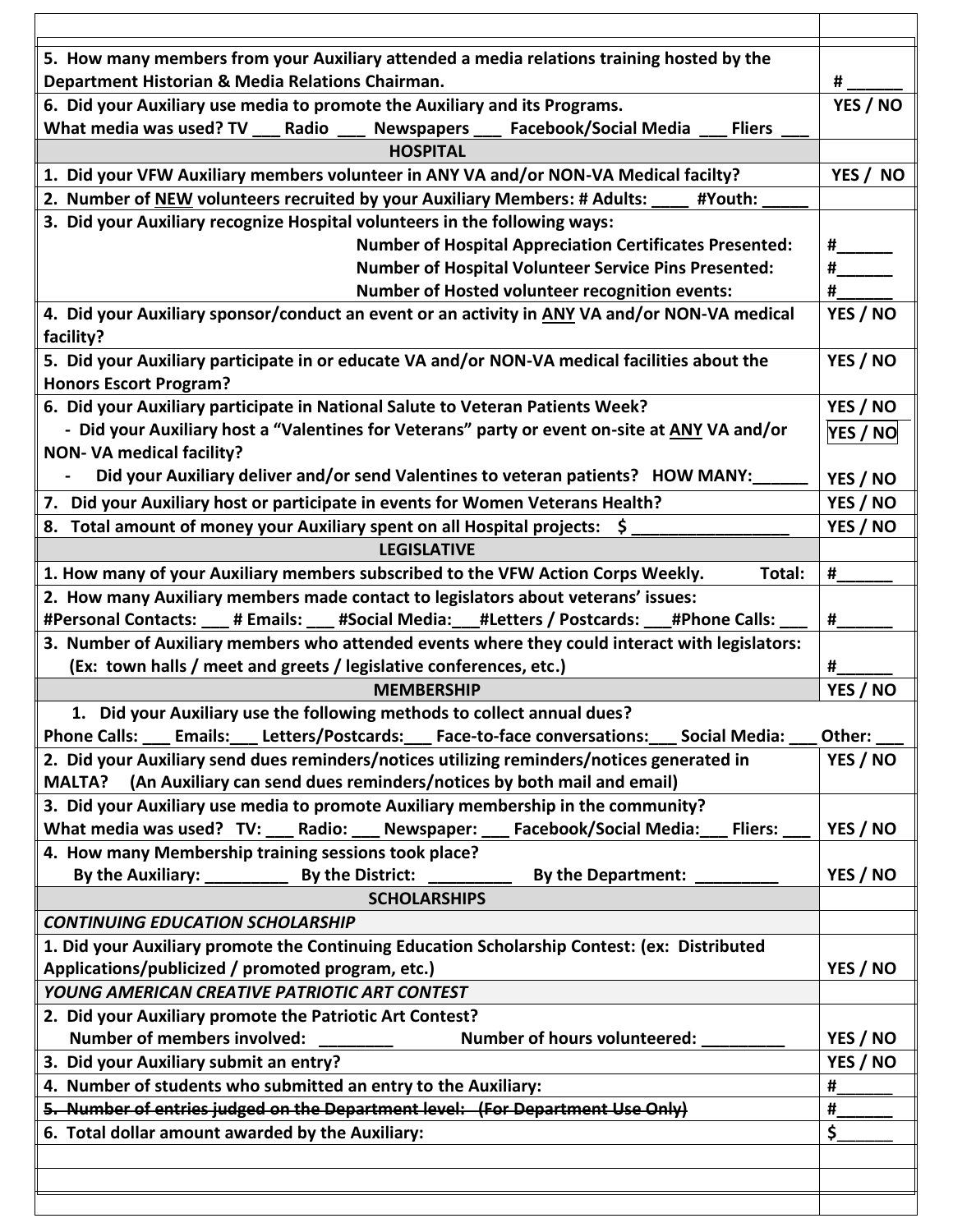| | |
|---|---|
| **5. How many members from your Auxiliary attended a media relations training hosted by the Department Historian & Media Relations Chairman.** | **# ______** |
| **6. Did your Auxiliary use media to promote the Auxiliary and its Programs.**<br>**What media was used? TV ___ Radio ___ Newspapers ___ Facebook/Social Media ___ Fliers ___** | **YES / NO** |
| **HOSPITAL** | |
| **1. Did your VFW Auxiliary members volunteer in ANY VA and/or NON-VA Medical facilty?** | **YES / NO** |
| **2. Number of NEW volunteers recruited by your Auxiliary Members: # Adults: ____ #Youth: _____** | |
| **3. Did your Auxiliary recognize Hospital volunteers in the following ways:**<br>**Number of Hospital Appreciation Certificates Presented:**<br>**Number of Hospital Volunteer Service Pins Presented:**<br>**Number of Hosted volunteer recognition events:** | <br>**#______**<br>**#______**<br>**#______** |
| **4. Did your Auxiliary sponsor/conduct an event or an activity in ANY VA and/or NON-VA medical facility?** | **YES / NO** |
| **5. Did your Auxiliary participate in or educate VA and/or NON-VA medical facilities about the Honors Escort Program?** | **YES / NO** |
| **6. Did your Auxiliary participate in National Salute to Veteran Patients Week?**<br>**- Did your Auxiliary host a "Valentines for Veterans" party or event on-site at ANY VA and/or NON- VA medical facility?**<br>**- Did your Auxiliary deliver and/or send Valentines to veteran patients? HOW MANY:______** | **YES / NO**<br>**YES / NO**<br><br>**YES / NO** |
| **7. Did your Auxiliary host or participate in events for Women Veterans Health?** | **YES / NO** |
| **8. Total amount of money your Auxiliary spent on all Hospital projects: $ _________________** | **YES / NO** |
| **LEGISLATIVE** | |
| **1. How many of your Auxiliary members subscribed to the VFW Action Corps Weekly. Total:** | **#______** |
| **2. How many Auxiliary members made contact to legislators about veterans' issues:**<br>**#Personal Contacts: ___ # Emails: ___ #Social Media:___#Letters / Postcards: ___#Phone Calls: ___** | **#______** |
| **3. Number of Auxiliary members who attended events where they could interact with legislators:**<br>**(Ex: town halls / meet and greets / legislative conferences, etc.)** | **#______** |
| **MEMBERSHIP** | **YES / NO** |
| **1. Did your Auxiliary use the following methods to collect annual dues?**<br>**Phone Calls: ___ Emails:___ Letters/Postcards:___ Face-to-face conversations:___ Social Media: ___** | **Other: ___** |
| **2. Did your Auxiliary send dues reminders/notices utilizing reminders/notices generated in MALTA? (An Auxiliary can send dues reminders/notices by both mail and email)** | **YES / NO** |
| **3. Did your Auxiliary use media to promote Auxiliary membership in the community?**<br>**What media was used? TV: ___ Radio: ___ Newspaper: ___ Facebook/Social Media:___ Fliers: ___** | **YES / NO** |
| **4. How many Membership training sessions took place?**<br>**By the Auxiliary: _________ By the District: _________ By the Department: _________** | **YES / NO** |
| **SCHOLARSHIPS** | |
| ***CONTINUING EDUCATION SCHOLARSHIP*** | |
| **1. Did your Auxiliary promote the Continuing Education Scholarship Contest: (ex: Distributed Applications/publicized / promoted program, etc.)** | **YES / NO** |
| ***YOUNG AMERICAN CREATIVE PATRIOTIC ART CONTEST*** | |
| **2. Did your Auxiliary promote the Patriotic Art Contest?**<br>**Number of members involved: ________ Number of hours volunteered: _________** | **YES / NO** |
| **3. Did your Auxiliary submit an entry?** | **YES / NO** |
| **4. Number of students who submitted an entry to the Auxiliary:** | **#______** |
| ~~**5. Number of entries judged on the Department level: (For Department Use Only)**~~ | **#______** |
| **6. Total dollar amount awarded by the Auxiliary:** | **$______** |
| | |
| | |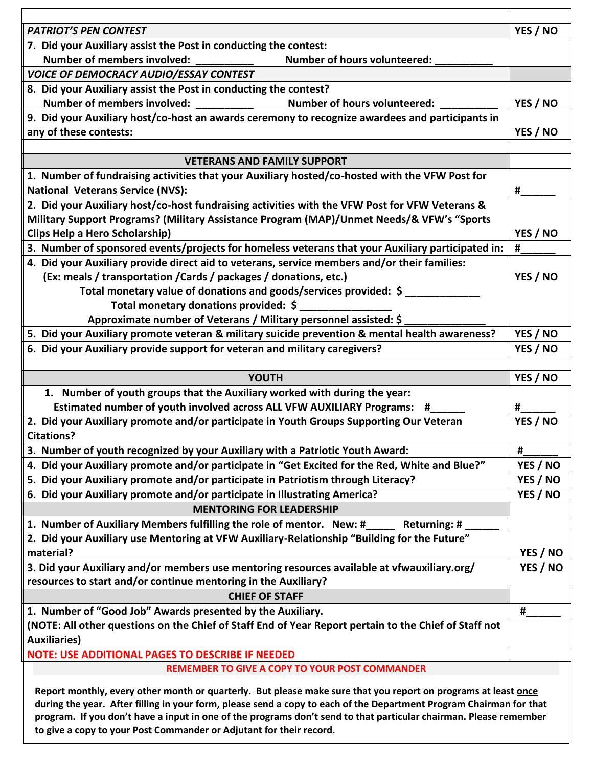| | |
|---|---|
| *PATRIOT'S PEN CONTEST* | **YES / NO** |
| **7. Did your Auxiliary assist the Post in conducting the contest:**<br>**Number of members involved: __________ Number of hours volunteered: __________** | |
| *VOICE OF DEMOCRACY AUDIO/ESSAY CONTEST* | |
| **8. Did your Auxiliary assist the Post in conducting the contest?**<br>**Number of members involved: __________ Number of hours volunteered: __________** | **YES / NO** |
| **9. Did your Auxiliary host/co-host an awards ceremony to recognize awardees and participants in any of these contests:** | **YES / NO** |
| | |
| **VETERANS AND FAMILY SUPPORT** | |
| **1. Number of fundraising activities that your Auxiliary hosted/co-hosted with the VFW Post for National Veterans Service (NVS):** | **#______** |
| **2. Did your Auxiliary host/co-host fundraising activities with the VFW Post for VFW Veterans & Military Support Programs? (Military Assistance Program (MAP)/Unmet Needs/& VFW's "Sports Clips Help a Hero Scholarship)** | **YES / NO** |
| **3. Number of sponsored events/projects for homeless veterans that your Auxiliary participated in:** | **#______** |
| **4. Did your Auxiliary provide direct aid to veterans, service members and/or their families:**<br>**(Ex: meals / transportation /Cards / packages / donations, etc.)**<br>**Total monetary value of donations and goods/services provided: $ _____________**<br>**Total monetary donations provided: $ ________________**<br>**Approximate number of Veterans / Military personnel assisted: $ ______________** | **YES / NO** |
| **5. Did your Auxiliary promote veteran & military suicide prevention & mental health awareness?** | **YES / NO** |
| **6. Did your Auxiliary provide support for veteran and military caregivers?** | **YES / NO** |
| | |
| **YOUTH** | **YES / NO** |
| **1. Number of youth groups that the Auxiliary worked with during the year:**<br>**Estimated number of youth involved across ALL VFW AUXILIARY Programs: #______** | **#______** |
| **2. Did your Auxiliary promote and/or participate in Youth Groups Supporting Our Veteran Citations?** | **YES / NO** |
| **3. Number of youth recognized by your Auxiliary with a Patriotic Youth Award:** | **#______** |
| **4. Did your Auxiliary promote and/or participate in "Get Excited for the Red, White and Blue?"** | **YES / NO** |
| **5. Did your Auxiliary promote and/or participate in Patriotism through Literacy?** | **YES / NO** |
| **6. Did your Auxiliary promote and/or participate in Illustrating America?** | **YES / NO** |
| **MENTORING FOR LEADERSHIP** | |
| **1. Number of Auxiliary Members fulfilling the role of mentor. New: #_____ Returning: # ______** | |
| **2. Did your Auxiliary use Mentoring at VFW Auxiliary-Relationship "Building for the Future" material?** | **YES / NO** |
| **3. Did your Auxiliary and/or members use mentoring resources available at vfwauxiliary.org/ resources to start and/or continue mentoring in the Auxiliary?** | **YES / NO** |
| **CHIEF OF STAFF** | |
| **1. Number of "Good Job" Awards presented by the Auxiliary.** | **#______** |
| **(NOTE: All other questions on the Chief of Staff End of Year Report pertain to the Chief of Staff not Auxiliaries)** | |
| **NOTE: USE ADDITIONAL PAGES TO DESCRIBE IF NEEDED** | |

**REMEMBER TO GIVE A COPY TO YOUR POST COMMANDER**

**Report monthly, every other month or quarterly. But please make sure that you report on programs at least once during the year. After filling in your form, please send a copy to each of the Department Program Chairman for that program. If you don't have a input in one of the programs don't send to that particular chairman. Please remember to give a copy to your Post Commander or Adjutant for their record.**